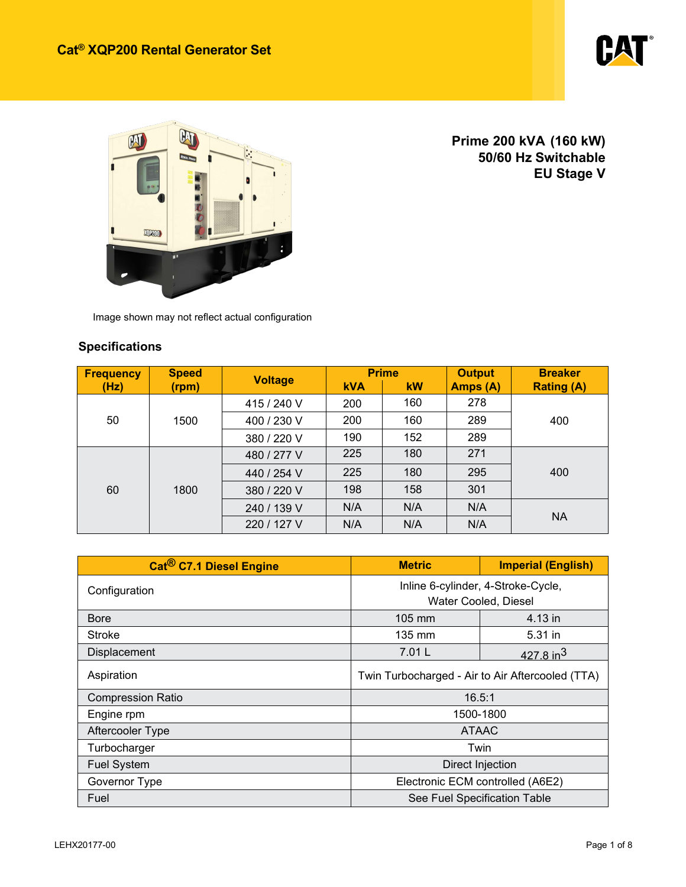# Cat® XQP200 Rental Generator Set

Image shown may not reflect actual configuration

**Prime 200 kVA (160 kW)**
**50/60 Hz Switchable**
**EU Stage V**

## Specifications

| Frequency (Hz) | Speed (rpm) | Voltage | Prime | | Output Amps (A) | Breaker Rating (A) |
|---|---|---|---|---|---|---|
| | | | kVA | kW | | |
| 50 | 1500 | 415 / 240 V | 200 | 160 | 278 | 400 |
| | | 400 / 230 V | 200 | 160 | 289 | |
| | | 380 / 220 V | 190 | 152 | 289 | |
| 60 | 1800 | 480 / 277 V | 225 | 180 | 271 | 400 |
| | | 440 / 254 V | 225 | 180 | 295 | |
| | | 380 / 220 V | 198 | 158 | 301 | |
| | | 240 / 139 V | N/A | N/A | N/A | NA |
| | | 220 / 127 V | N/A | N/A | N/A | |

| Cat® C7.1 Diesel Engine | Metric | Imperial (English) |
|---|---|---|
| Configuration | Inline 6-cylinder, 4-Stroke-Cycle, Water Cooled, Diesel | |
| Bore | 105 mm | 4.13 in |
| Stroke | 135 mm | 5.31 in |
| Displacement | 7.01 L | 427.8 $in^3$ |
| Aspiration | Twin Turbocharged - Air to Air Aftercooled (TTA) | |
| Compression Ratio | 16.5:1 | |
| Engine rpm | 1500-1800 | |
| Aftercooler Type | ATAAC | |
| Turbocharger | Twin | |
| Fuel System | Direct Injection | |
| Governor Type | Electronic ECM controlled (A6E2) | |
| Fuel | See Fuel Specification Table | |

LEHX20177-00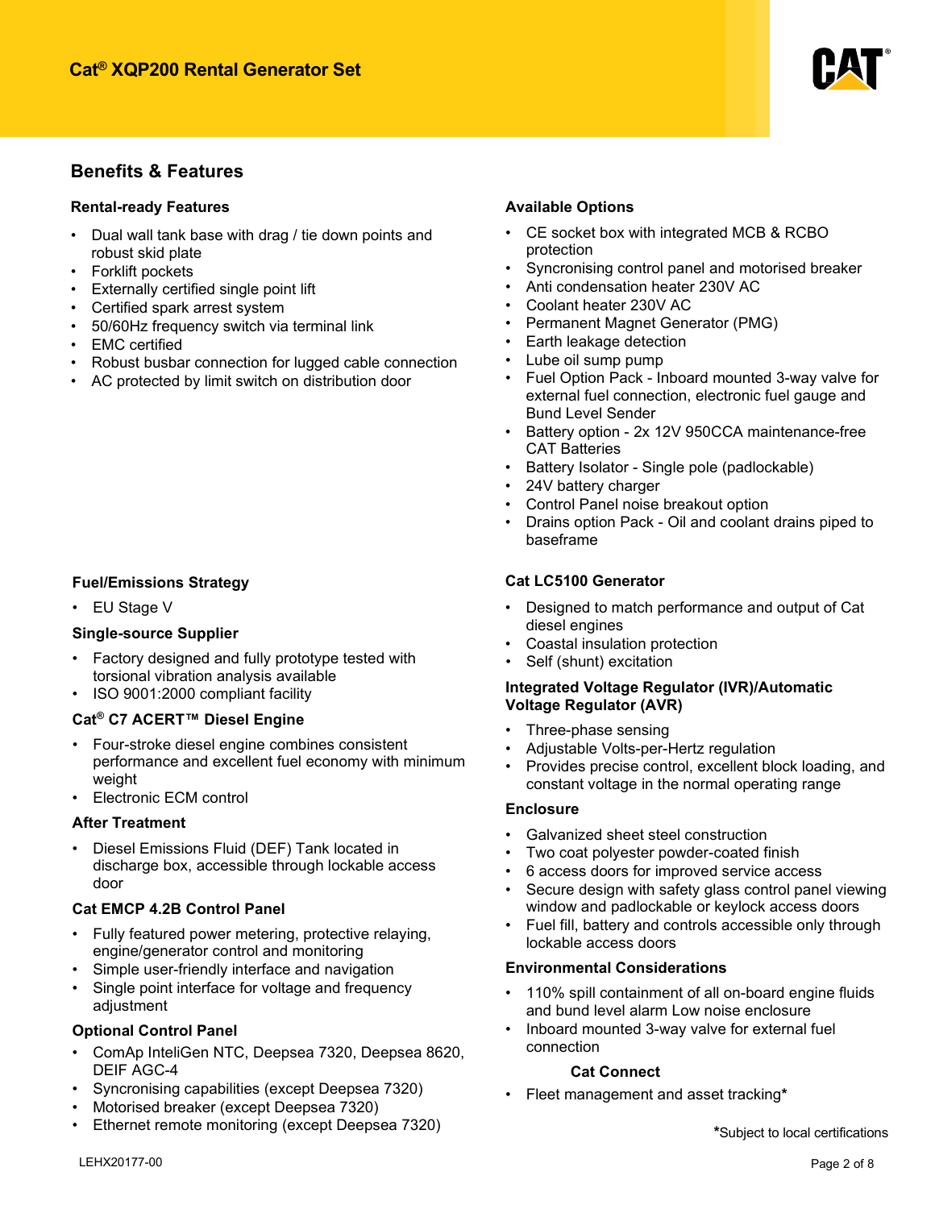## Benefits & Features

### Rental-ready Features

- Dual wall tank base with drag / tie down points and robust skid plate
- Forklift pockets
- Externally certified single point lift
- Certified spark arrest system
- 50/60Hz frequency switch via terminal link
- EMC certified
- Robust busbar connection for lugged cable connection
- AC protected by limit switch on distribution door

### Fuel/Emissions Strategy

- EU Stage V

### Single-source Supplier

- Factory designed and fully prototype tested with torsional vibration analysis available
- ISO 9001:2000 compliant facility

### Cat® C7 ACERT™ Diesel Engine

- Four-stroke diesel engine combines consistent performance and excellent fuel economy with minimum weight
- Electronic ECM control

### After Treatment

- Diesel Emissions Fluid (DEF) Tank located in discharge box, accessible through lockable access door

### Cat EMCP 4.2B Control Panel

- Fully featured power metering, protective relaying, engine/generator control and monitoring
- Simple user-friendly interface and navigation
- Single point interface for voltage and frequency adjustment

### Optional Control Panel

- ComAp InteliGen NTC, Deepsea 7320, Deepsea 8620, DEIF AGC-4
- Syncronising capabilities (except Deepsea 7320)
- Motorised breaker (except Deepsea 7320)
- Ethernet remote monitoring (except Deepsea 7320)

### Available Options

- CE socket box with integrated MCB & RCBO protection
- Syncronising control panel and motorised breaker
- Anti condensation heater 230V AC
- Coolant heater 230V AC
- Permanent Magnet Generator (PMG)
- Earth leakage detection
- Lube oil sump pump
- Fuel Option Pack - Inboard mounted 3-way valve for external fuel connection, electronic fuel gauge and Bund Level Sender
- Battery option - 2x 12V 950CCA maintenance-free CAT Batteries
- Battery Isolator - Single pole (padlockable)
- 24V battery charger
- Control Panel noise breakout option
- Drains option Pack - Oil and coolant drains piped to baseframe

### Cat LC5100 Generator

- Designed to match performance and output of Cat diesel engines
- Coastal insulation protection
- Self (shunt) excitation

### Integrated Voltage Regulator (IVR)/Automatic Voltage Regulator (AVR)

- Three-phase sensing
- Adjustable Volts-per-Hertz regulation
- Provides precise control, excellent block loading, and constant voltage in the normal operating range

### Enclosure

- Galvanized sheet steel construction
- Two coat polyester powder-coated finish
- 6 access doors for improved service access
- Secure design with safety glass control panel viewing window and padlockable or keylock access doors
- Fuel fill, battery and controls accessible only through lockable access doors

### Environmental Considerations

- 110% spill containment of all on-board engine fluids and bund level alarm Low noise enclosure
- Inboard mounted 3-way valve for external fuel connection

### Cat Connect

- Fleet management and asset tracking*

*Subject to local certifications

LEHX20177-00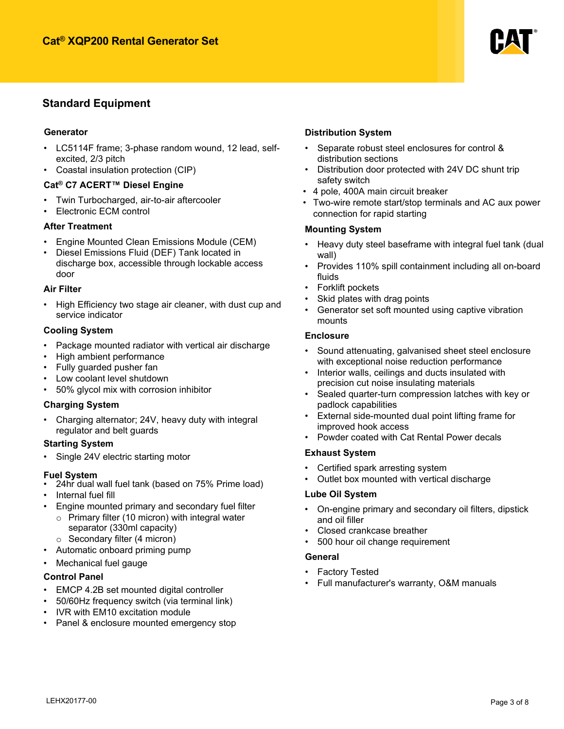# Cat® XQP200 Rental Generator Set

## Standard Equipment

### Generator

- LC5114F frame; 3-phase random wound, 12 lead, self-excited, 2/3 pitch
- Coastal insulation protection (CIP)

### Cat® C7 ACERT™ Diesel Engine

- Twin Turbocharged, air-to-air aftercooler
- Electronic ECM control

### After Treatment

- Engine Mounted Clean Emissions Module (CEM)
- Diesel Emissions Fluid (DEF) Tank located in discharge box, accessible through lockable access door

### Air Filter

- High Efficiency two stage air cleaner, with dust cup and service indicator

### Cooling System

- Package mounted radiator with vertical air discharge
- High ambient performance
- Fully guarded pusher fan
- Low coolant level shutdown
- 50% glycol mix with corrosion inhibitor

### Charging System

- Charging alternator; 24V, heavy duty with integral regulator and belt guards

### Starting System

- Single 24V electric starting motor

### Fuel System

- 24hr dual wall fuel tank (based on 75% Prime load)
- Internal fuel fill
- Engine mounted primary and secondary fuel filter
  - Primary filter (10 micron) with integral water separator (330ml capacity)
  - Secondary filter (4 micron)
- Automatic onboard priming pump
- Mechanical fuel gauge

### Control Panel

- EMCP 4.2B set mounted digital controller
- 50/60Hz frequency switch (via terminal link)
- IVR with EM10 excitation module
- Panel & enclosure mounted emergency stop

### Distribution System

- Separate robust steel enclosures for control & distribution sections
- Distribution door protected with 24V DC shunt trip safety switch
- 4 pole, 400A main circuit breaker
- Two-wire remote start/stop terminals and AC aux power connection for rapid starting

### Mounting System

- Heavy duty steel baseframe with integral fuel tank (dual wall)
- Provides 110% spill containment including all on-board fluids
- Forklift pockets
- Skid plates with drag points
- Generator set soft mounted using captive vibration mounts

### Enclosure

- Sound attenuating, galvanised sheet steel enclosure with exceptional noise reduction performance
- Interior walls, ceilings and ducts insulated with precision cut noise insulating materials
- Sealed quarter-turn compression latches with key or padlock capabilities
- External side-mounted dual point lifting frame for improved hook access
- Powder coated with Cat Rental Power decals

### Exhaust System

- Certified spark arresting system
- Outlet box mounted with vertical discharge

### Lube Oil System

- On-engine primary and secondary oil filters, dipstick and oil filler
- Closed crankcase breather
- 500 hour oil change requirement

### General

- Factory Tested
- Full manufacturer's warranty, O&M manuals

LEHX20177-00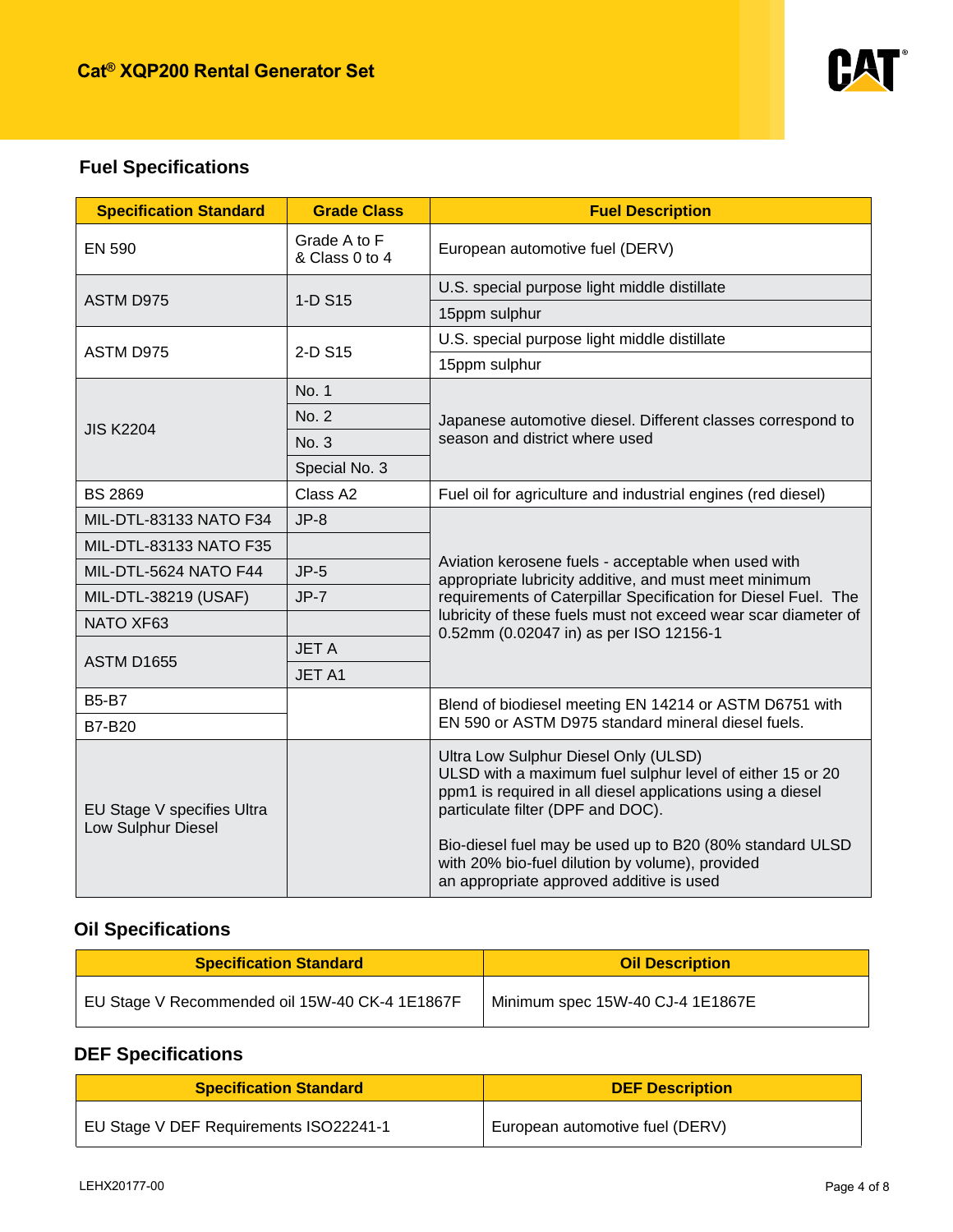# Cat® XQP200 Rental Generator Set

## Fuel Specifications

| Specification Standard | Grade Class | Fuel Description |
|---|---|---|
| EN 590 | Grade A to F & Class 0 to 4 | European automotive fuel (DERV) |
| ASTM D975 | 1-D S15 | U.S. special purpose light middle distillate |
| | | 15ppm sulphur |
| ASTM D975 | 2-D S15 | U.S. special purpose light middle distillate |
| | | 15ppm sulphur |
| JIS K2204 | No. 1 | Japanese automotive diesel. Different classes correspond to season and district where used |
| | No. 2 | |
| | No. 3 | |
| | Special No. 3 | |
| BS 2869 | Class A2 | Fuel oil for agriculture and industrial engines (red diesel) |
| MIL-DTL-83133 NATO F34 | JP-8 | Aviation kerosene fuels - acceptable when used with appropriate lubricity additive, and must meet minimum requirements of Caterpillar Specification for Diesel Fuel. The lubricity of these fuels must not exceed wear scar diameter of 0.52mm (0.02047 in) as per ISO 12156-1 |
| MIL-DTL-83133 NATO F35 | | |
| MIL-DTL-5624 NATO F44 | JP-5 | |
| MIL-DTL-38219 (USAF) | JP-7 | |
| NATO XF63 | | |
| ASTM D1655 | JET A | |
| | JET A1 | |
| B5-B7 | | Blend of biodiesel meeting EN 14214 or ASTM D6751 with EN 590 or ASTM D975 standard mineral diesel fuels. |
| B7-B20 | | |
| EU Stage V specifies Ultra Low Sulphur Diesel | | Ultra Low Sulphur Diesel Only (ULSD)<br>ULSD with a maximum fuel sulphur level of either 15 or 20 ppm1 is required in all diesel applications using a diesel particulate filter (DPF and DOC).<br><br>Bio-diesel fuel may be used up to B20 (80% standard ULSD with 20% bio-fuel dilution by volume), provided an appropriate approved additive is used |

## Oil Specifications

| Specification Standard | Oil Description |
|---|---|
| EU Stage V Recommended oil 15W-40 CK-4 1E1867F | Minimum spec 15W-40 CJ-4 1E1867E |

## DEF Specifications

| Specification Standard | DEF Description |
|---|---|
| EU Stage V DEF Requirements ISO22241-1 | European automotive fuel (DERV) |

LEHX20177-00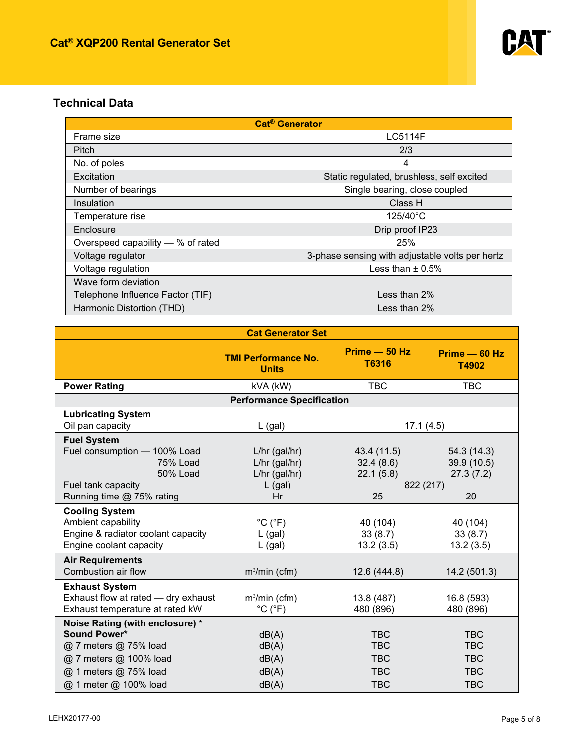## Technical Data

| Cat® Generator | |
|---|---|
| Frame size | LC5114F |
| Pitch | 2/3 |
| No. of poles | 4 |
| Excitation | Static regulated, brushless, self excited |
| Number of bearings | Single bearing, close coupled |
| Insulation | Class H |
| Temperature rise | 125/40°C |
| Enclosure | Drip proof IP23 |
| Overspeed capability — % of rated | 25% |
| Voltage regulator | 3-phase sensing with adjustable volts per hertz |
| Voltage regulation | Less than ± 0.5% |
| Wave form deviation<br>Telephone Influence Factor (TIF)<br>Harmonic Distortion (THD) | <br>Less than 2%<br>Less than 2% |

| Cat Generator Set | | | |
|---|---|---|---|
| | **TMI Performance No.**<br>**Units** | **Prime — 50 Hz**<br>**T6316** | **Prime — 60 Hz**<br>**T4902** |
| **Power Rating** | kVA (kW) | TBC | TBC |
| **Performance Specification** | | | |
| **Lubricating System**<br>Oil pan capacity | L (gal) | 17.1 (4.5) | 17.1 (4.5) |
| **Fuel System**<br>Fuel consumption — 100% Load<br>75% Load<br>50% Load<br>Fuel tank capacity<br>Running time @ 75% rating | <br>L/hr (gal/hr)<br>L/hr (gal/hr)<br>L/hr (gal/hr)<br>L (gal)<br>Hr | <br>43.4 (11.5)<br>32.4 (8.6)<br>22.1 (5.8)<br>822 (217)<br>25 | <br>54.3 (14.3)<br>39.9 (10.5)<br>27.3 (7.2)<br>822 (217)<br>20 |
| **Cooling System**<br>Ambient capability<br>Engine & radiator coolant capacity<br>Engine coolant capacity | <br>°C (°F)<br>L (gal)<br>L (gal) | <br>40 (104)<br>33 (8.7)<br>13.2 (3.5) | <br>40 (104)<br>33 (8.7)<br>13.2 (3.5) |
| **Air Requirements**<br>Combustion air flow | m³/min (cfm) | 12.6 (444.8) | 14.2 (501.3) |
| **Exhaust System**<br>Exhaust flow at rated — dry exhaust<br>Exhaust temperature at rated kW | <br>m³/min (cfm)<br>°C (°F) | <br>13.8 (487)<br>480 (896) | <br>16.8 (593)<br>480 (896) |
| **Noise Rating (with enclosure) \***<br>**Sound Power\***<br>@ 7 meters @ 75% load<br>@ 7 meters @ 100% load<br>@ 1 meters @ 75% load<br>@ 1 meter @ 100% load | <br>dB(A)<br>dB(A)<br>dB(A)<br>dB(A)<br>dB(A) | <br>TBC<br>TBC<br>TBC<br>TBC<br>TBC | <br>TBC<br>TBC<br>TBC<br>TBC<br>TBC |

LEHX20177-00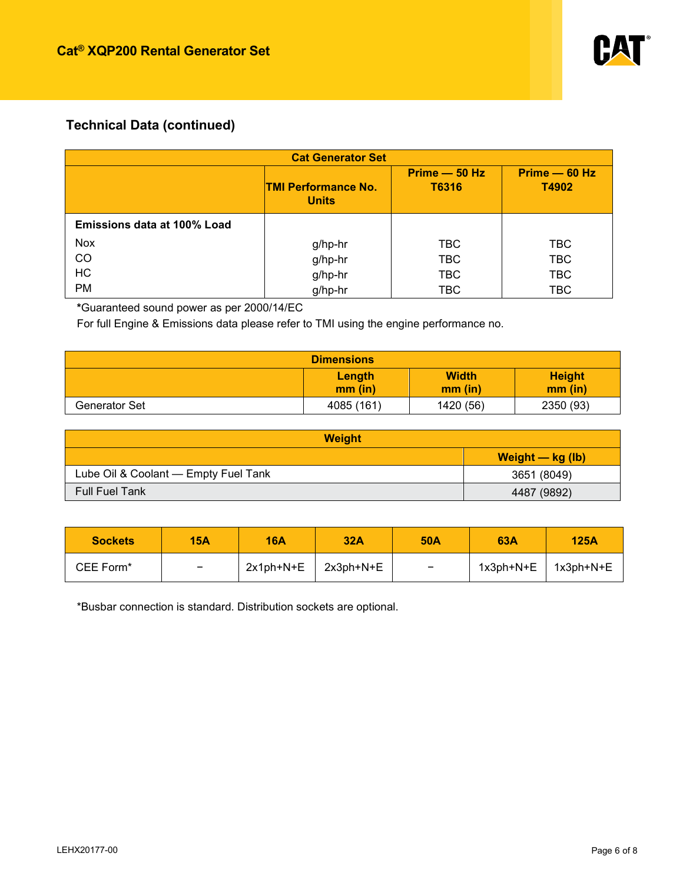## Technical Data (continued)

| Cat Generator Set | | | |
|---|---|---|---|
| | TMI Performance No. Units | Prime — 50 Hz T6316 | Prime — 60 Hz T4902 |
| **Emissions data at 100% Load** | | | |
| Nox | g/hp-hr | TBC | TBC |
| CO | g/hp-hr | TBC | TBC |
| HC | g/hp-hr | TBC | TBC |
| PM | g/hp-hr | TBC | TBC |

**\***Guaranteed sound power as per 2000/14/EC

For full Engine & Emissions data please refer to TMI using the engine performance no.

| Dimensions | | | |
|---|---|---|---|
| | Length mm (in) | Width mm (in) | Height mm (in) |
| Generator Set | 4085 (161) | 1420 (56) | 2350 (93) |

| Weight | |
|---|---|
| | Weight — kg (lb) |
| Lube Oil & Coolant — Empty Fuel Tank | 3651 (8049) |
| Full Fuel Tank | 4487 (9892) |

| Sockets | 15A | 16A | 32A | 50A | 63A | 125A |
|---|---|---|---|---|---|---|
| CEE Form* | – | 2x1ph+N+E | 2x3ph+N+E | – | 1x3ph+N+E | 1x3ph+N+E |

*Busbar connection is standard. Distribution sockets are optional.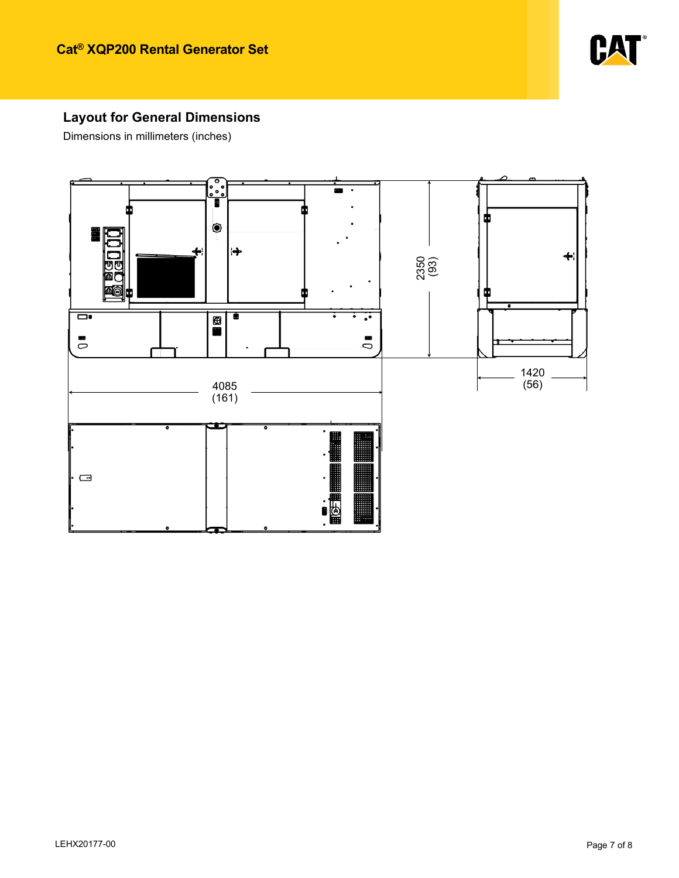## Layout for General Dimensions

Dimensions in millimeters (inches)

2350 (93)

1420 (56)

4085 (161)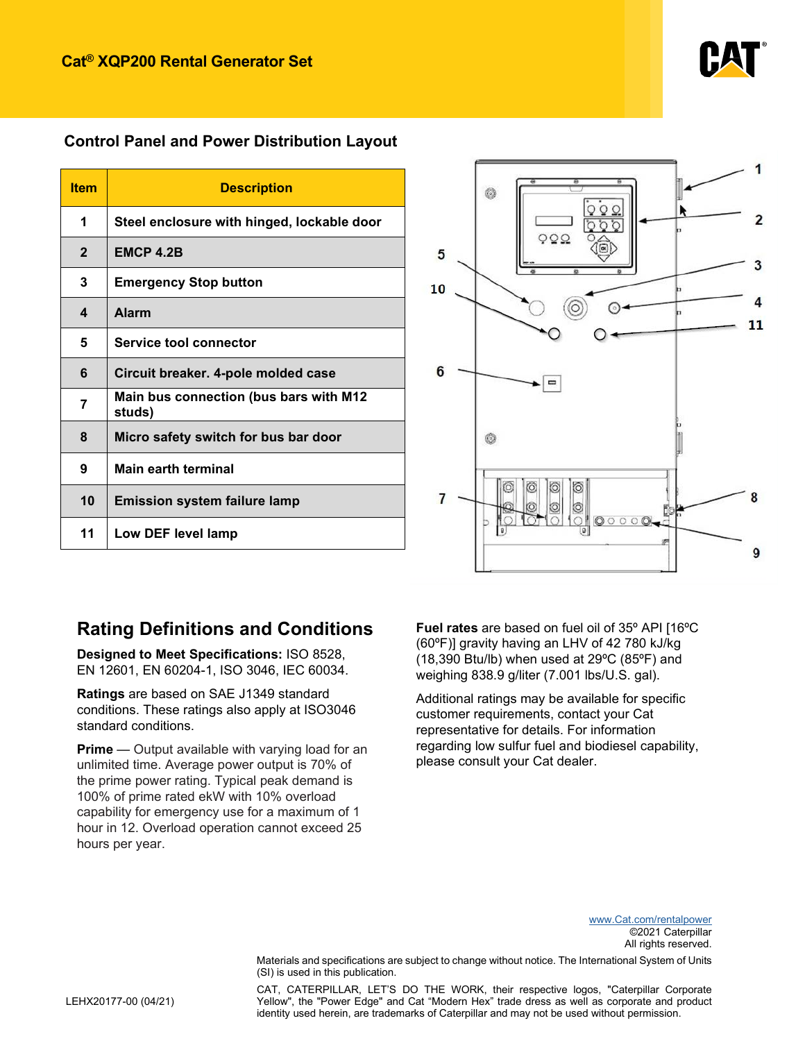## Control Panel and Power Distribution Layout

| Item | Description |
|---|---|
| 1 | Steel enclosure with hinged, lockable door |
| 2 | EMCP 4.2B |
| 3 | Emergency Stop button |
| 4 | Alarm |
| 5 | Service tool connector |
| 6 | Circuit breaker. 4-pole molded case |
| 7 | Main bus connection (bus bars with M12 studs) |
| 8 | Micro safety switch for bus bar door |
| 9 | Main earth terminal |
| 10 | Emission system failure lamp |
| 11 | Low DEF level lamp |

1
2
3
4
5
6
7
8
9
10
11

## Rating Definitions and Conditions

**Designed to Meet Specifications:** ISO 8528, EN 12601, EN 60204-1, ISO 3046, IEC 60034.

**Ratings** are based on SAE J1349 standard conditions. These ratings also apply at ISO3046 standard conditions.

**Prime** — Output available with varying load for an unlimited time. Average power output is 70% of the prime power rating. Typical peak demand is 100% of prime rated ekW with 10% overload capability for emergency use for a maximum of 1 hour in 12. Overload operation cannot exceed 25 hours per year.

**Fuel rates** are based on fuel oil of 35º API [16ºC (60ºF)] gravity having an LHV of 42 780 kJ/kg (18,390 Btu/lb) when used at 29ºC (85ºF) and weighing 838.9 g/liter (7.001 lbs/U.S. gal).

Additional ratings may be available for specific customer requirements, contact your Cat representative for details. For information regarding low sulfur fuel and biodiesel capability, please consult your Cat dealer.

www.Cat.com/rentalpower
©2021 Caterpillar
All rights reserved.

Materials and specifications are subject to change without notice. The International System of Units (SI) is used in this publication.

CAT, CATERPILLAR, LET'S DO THE WORK, their respective logos, "Caterpillar Corporate Yellow", the "Power Edge" and Cat "Modern Hex" trade dress as well as corporate and product identity used herein, are trademarks of Caterpillar and may not be used without permission.

LEHX20177-00 (04/21)